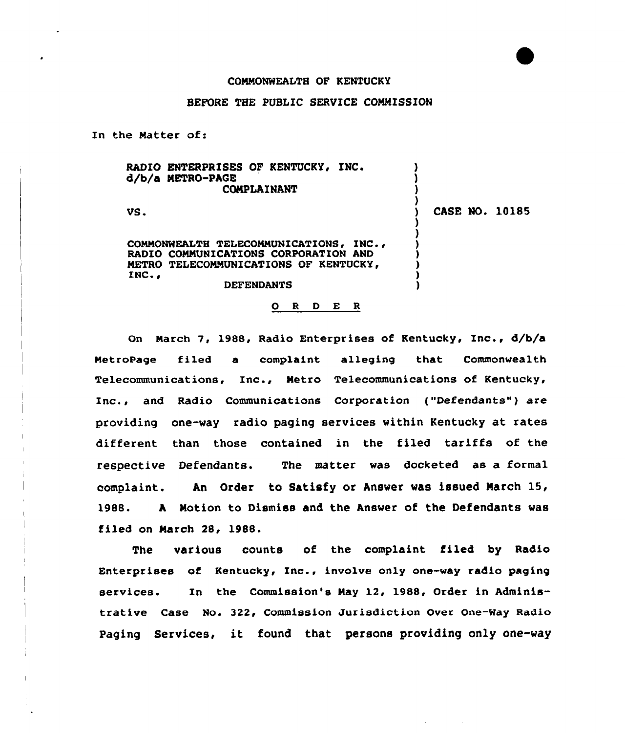COMMONWEALTH OF KENTUCKY

BEFORE THE PUBLIC SERVICE COMMISSION

In the Matter of:

RADIO ENTERPRISES OF KENTUCKY, INC.
d/b/a METRO-PAGE
COMPLAINANT

VS.

COMMONWEALTH TELECOMMUNICATIONS, INC., RADIO COMMUNICATIONS CORPORATION AND METRO TELECOMMUNICATIONS OF KENTUCKY, INC.,
DEFENDANTS

CASE NO. 10185

O R D E R

On March 7, 1988, Radio Enterprises of Kentucky, Inc., d/b/a MetroPage filed a complaint alleging that Commonwealth Telecommunications, Inc., Metro Telecommunications of Kentucky, Inc., and Radio Communications Corporation ("Defendants") are providing one-way radio paging services within Kentucky at rates different than those contained in the filed tariffs of the respective Defendants. The matter was docketed as a formal complaint. An Order to Satisfy or Answer was issued March 15, 1988. A Motion to Dismiss and the Answer of the Defendants was filed on March 28, 1988.

The various counts of the complaint filed by Radio Enterprises of Kentucky, Inc., involve only one-way radio paging services. In the Commission's May 12, 1988, Order in Administrative Case No. 322, Commission Jurisdiction Over One-Way Radio Paging Services, it found that persons providing only one-way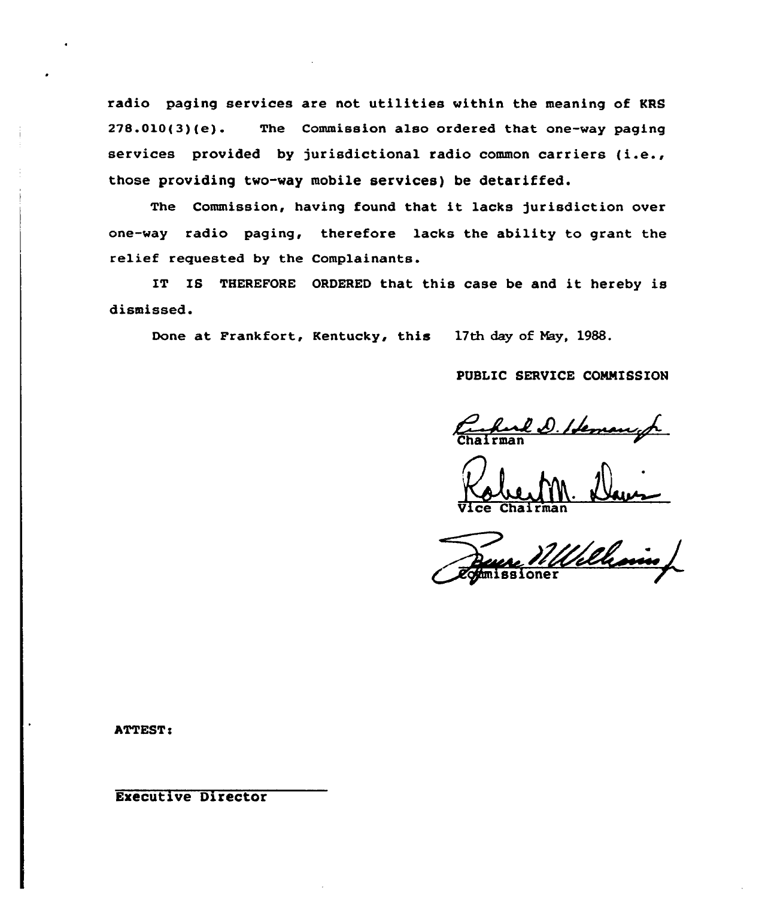radio paging services are not utilities within the meaning of KRS 278.010(3)(e). The Commission also ordered that one-way paging services provided by jurisdictional radio common carriers (i.e., those providing two-way mobile services) be detariffed.

The Commission, having found that it lacks jurisdiction over one-way radio paging, therefore lacks the ability to grant the relief requested by the Complainants.

IT IS THEREFORE ORDERED that this case be and it hereby is dismissed.

Done at Frankfort, Kentucky, this 17th day of May, 1988.

PUBLIC SERVICE COMMISSION

Chairman

Vice Chairman

Commissioner

ATTEST:

Executive Director